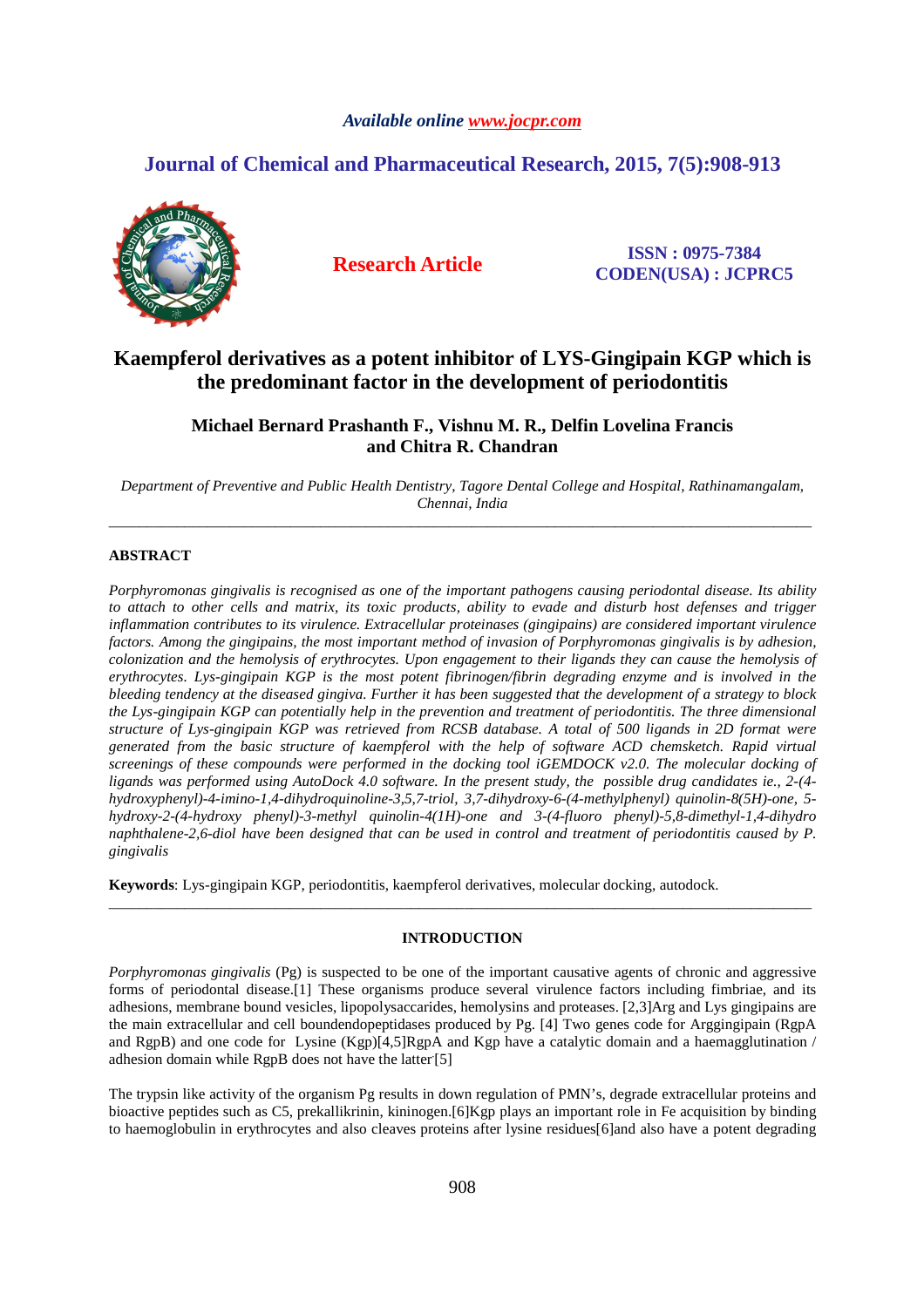*Available online www.jocpr.com*

## Journal of Chemical and Pharmaceutical Research, 2015, 7(5):908-913

**Research Article**

**ISSN : 0975-7384**
**CODEN(USA) : JCPRC5**

# Kaempferol derivatives as a potent inhibitor of LYS-Gingipain KGP which is the predominant factor in the development of periodontitis

**Michael Bernard Prashanth F., Vishnu M. R., Delfin Lovelina Francis and Chitra R. Chandran**

*Department of Preventive and Public Health Dentistry, Tagore Dental College and Hospital, Rathinamangalam, Chennai, India*

---

## ABSTRACT

*Porphyromonas gingivalis is recognised as one of the important pathogens causing periodontal disease. Its ability to attach to other cells and matrix, its toxic products, ability to evade and disturb host defenses and trigger inflammation contributes to its virulence. Extracellular proteinases (gingipains) are considered important virulence factors. Among the gingipains, the most important method of invasion of Porphyromonas gingivalis is by adhesion, colonization and the hemolysis of erythrocytes. Upon engagement to their ligands they can cause the hemolysis of erythrocytes. Lys-gingipain KGP is the most potent fibrinogen/fibrin degrading enzyme and is involved in the bleeding tendency at the diseased gingiva. Further it has been suggested that the development of a strategy to block the Lys-gingipain KGP can potentially help in the prevention and treatment of periodontitis. The three dimensional structure of Lys-gingipain KGP was retrieved from RCSB database. A total of 500 ligands in 2D format were generated from the basic structure of kaempferol with the help of software ACD chemsketch. Rapid virtual screenings of these compounds were performed in the docking tool iGEMDOCK v2.0. The molecular docking of ligands was performed using AutoDock 4.0 software. In the present study, the possible drug candidates ie., 2-(4-hydroxyphenyl)-4-imino-1,4-dihydroquinoline-3,5,7-triol, 3,7-dihydroxy-6-(4-methylphenyl) quinolin-8(5H)-one, 5-hydroxy-2-(4-hydroxy phenyl)-3-methyl quinolin-4(1H)-one and 3-(4-fluoro phenyl)-5,8-dimethyl-1,4-dihydro naphthalene-2,6-diol have been designed that can be used in control and treatment of periodontitis caused by P. gingivalis*

**Keywords**: Lys-gingipain KGP, periodontitis, kaempferol derivatives, molecular docking, autodock.

---

## INTRODUCTION

*Porphyromonas gingivalis* (Pg) is suspected to be one of the important causative agents of chronic and aggressive forms of periodontal disease.[1] These organisms produce several virulence factors including fimbriae, and its adhesions, membrane bound vesicles, lipopolysaccarides, hemolysins and proteases. [2,3]Arg and Lys gingipains are the main extracellular and cell boundendopeptidases produced by Pg. [4] Two genes code for Arggingipain (RgpA and RgpB) and one code for Lysine (Kgp)[4,5]RgpA and Kgp have a catalytic domain and a haemagglutination / adhesion domain while RgpB does not have the latter[5]

The trypsin like activity of the organism Pg results in down regulation of PMN's, degrade extracellular proteins and bioactive peptides such as C5, prekallikrinin, kininogen.[6]Kgp plays an important role in Fe acquisition by binding to haemoglobulin in erythrocytes and also cleaves proteins after lysine residues[6]and also have a potent degrading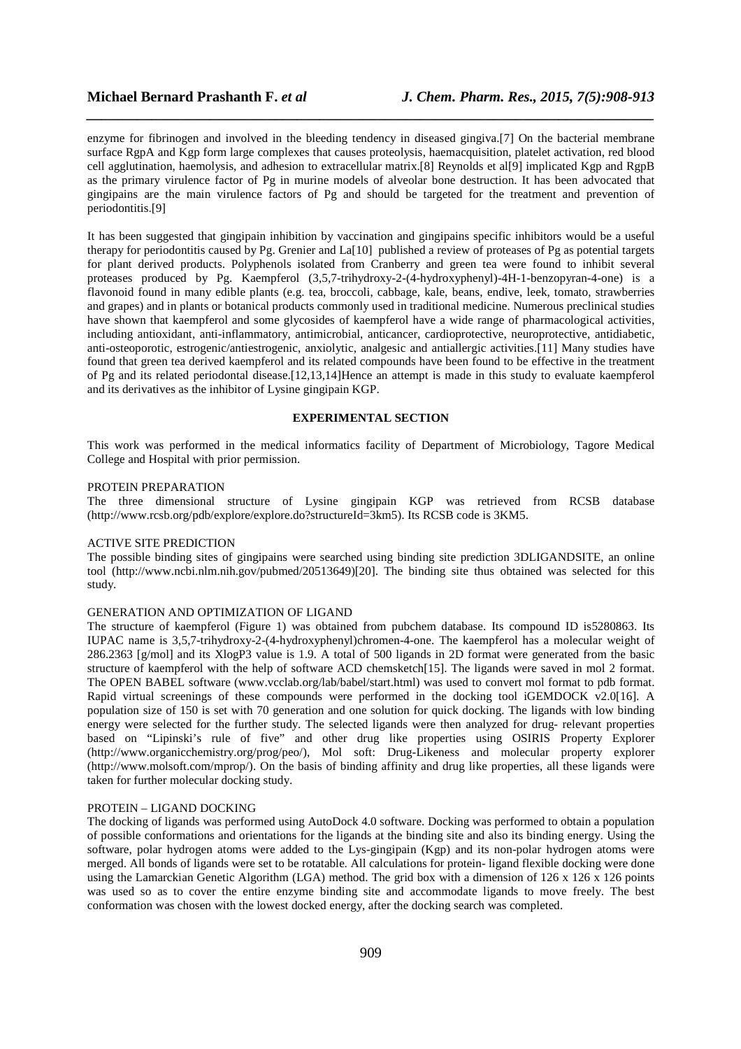enzyme for fibrinogen and involved in the bleeding tendency in diseased gingiva.[7] On the bacterial membrane surface RgpA and Kgp form large complexes that causes proteolysis, haemacquisition, platelet activation, red blood cell agglutination, haemolysis, and adhesion to extracellular matrix.[8] Reynolds et al[9] implicated Kgp and RgpB as the primary virulence factor of Pg in murine models of alveolar bone destruction. It has been advocated that gingipains are the main virulence factors of Pg and should be targeted for the treatment and prevention of periodontitis.[9]

It has been suggested that gingipain inhibition by vaccination and gingipains specific inhibitors would be a useful therapy for periodontitis caused by Pg. Grenier and La[10] published a review of proteases of Pg as potential targets for plant derived products. Polyphenols isolated from Cranberry and green tea were found to inhibit several proteases produced by Pg. Kaempferol (3,5,7-trihydroxy-2-(4-hydroxyphenyl)-4H-1-benzopyran-4-one) is a flavonoid found in many edible plants (e.g. tea, broccoli, cabbage, kale, beans, endive, leek, tomato, strawberries and grapes) and in plants or botanical products commonly used in traditional medicine. Numerous preclinical studies have shown that kaempferol and some glycosides of kaempferol have a wide range of pharmacological activities, including antioxidant, anti-inflammatory, antimicrobial, anticancer, cardioprotective, neuroprotective, antidiabetic, anti-osteoporotic, estrogenic/antiestrogenic, anxiolytic, analgesic and antiallergic activities.[11] Many studies have found that green tea derived kaempferol and its related compounds have been found to be effective in the treatment of Pg and its related periodontal disease.[12,13,14]Hence an attempt is made in this study to evaluate kaempferol and its derivatives as the inhibitor of Lysine gingipain KGP.

## EXPERIMENTAL SECTION

This work was performed in the medical informatics facility of Department of Microbiology, Tagore Medical College and Hospital with prior permission.

### PROTEIN PREPARATION

The three dimensional structure of Lysine gingipain KGP was retrieved from RCSB database (http://www.rcsb.org/pdb/explore/explore.do?structureId=3km5). Its RCSB code is 3KM5.

### ACTIVE SITE PREDICTION

The possible binding sites of gingipains were searched using binding site prediction 3DLIGANDSITE, an online tool (http://www.ncbi.nlm.nih.gov/pubmed/20513649)[20]. The binding site thus obtained was selected for this study.

### GENERATION AND OPTIMIZATION OF LIGAND

The structure of kaempferol (Figure 1) was obtained from pubchem database. Its compound ID is5280863. Its IUPAC name is 3,5,7-trihydroxy-2-(4-hydroxyphenyl)chromen-4-one. The kaempferol has a molecular weight of 286.2363 [g/mol] and its XlogP3 value is 1.9. A total of 500 ligands in 2D format were generated from the basic structure of kaempferol with the help of software ACD chemsketch[15]. The ligands were saved in mol 2 format. The OPEN BABEL software (www.vcclab.org/lab/babel/start.html) was used to convert mol format to pdb format. Rapid virtual screenings of these compounds were performed in the docking tool iGEMDOCK v2.0[16]. A population size of 150 is set with 70 generation and one solution for quick docking. The ligands with low binding energy were selected for the further study. The selected ligands were then analyzed for drug- relevant properties based on "Lipinski's rule of five" and other drug like properties using OSIRIS Property Explorer (http://www.organicchemistry.org/prog/peo/), Mol soft: Drug-Likeness and molecular property explorer (http://www.molsoft.com/mprop/). On the basis of binding affinity and drug like properties, all these ligands were taken for further molecular docking study.

### PROTEIN – LIGAND DOCKING

The docking of ligands was performed using AutoDock 4.0 software. Docking was performed to obtain a population of possible conformations and orientations for the ligands at the binding site and also its binding energy. Using the software, polar hydrogen atoms were added to the Lys-gingipain (Kgp) and its non-polar hydrogen atoms were merged. All bonds of ligands were set to be rotatable. All calculations for protein- ligand flexible docking were done using the Lamarckian Genetic Algorithm (LGA) method. The grid box with a dimension of 126 x 126 x 126 points was used so as to cover the entire enzyme binding site and accommodate ligands to move freely. The best conformation was chosen with the lowest docked energy, after the docking search was completed.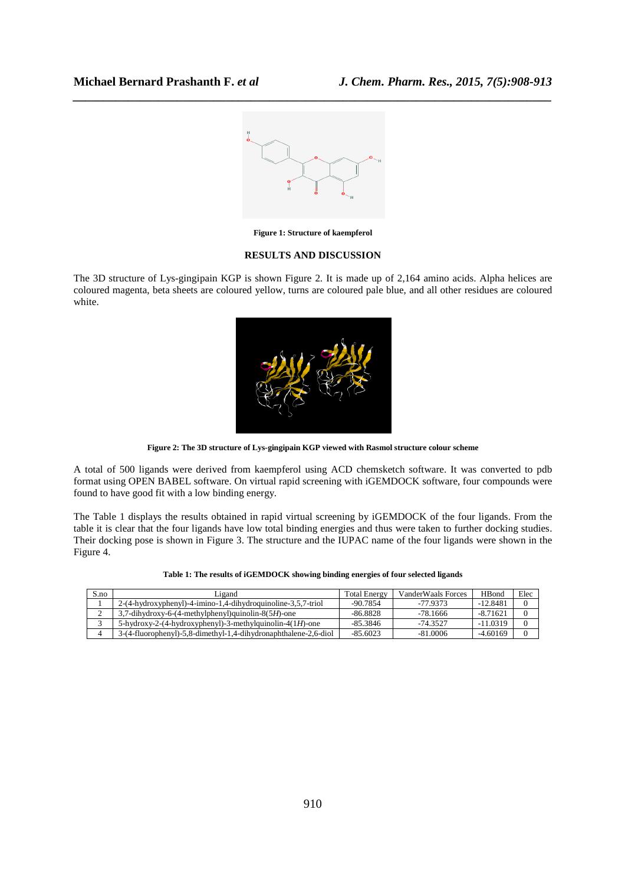Figure 1: Structure of kaempferol

## RESULTS AND DISCUSSION

The 3D structure of Lys-gingipain KGP is shown Figure 2. It is made up of 2,164 amino acids. Alpha helices are coloured magenta, beta sheets are coloured yellow, turns are coloured pale blue, and all other residues are coloured white.

Figure 2: The 3D structure of Lys-gingipain KGP viewed with Rasmol structure colour scheme

A total of 500 ligands were derived from kaempferol using ACD chemsketch software. It was converted to pdb format using OPEN BABEL software. On virtual rapid screening with iGEMDOCK software, four compounds were found to have good fit with a low binding energy.

The Table 1 displays the results obtained in rapid virtual screening by iGEMDOCK of the four ligands. From the table it is clear that the four ligands have low total binding energies and thus were taken to further docking studies. Their docking pose is shown in Figure 3. The structure and the IUPAC name of the four ligands were shown in the Figure 4.

**Table 1: The results of iGEMDOCK showing binding energies of four selected ligands**

| S.no | Ligand | Total Energy | VanderWaals Forces | HBond | Elec |
|---|---|---|---|---|---|
| 1 | 2-(4-hydroxyphenyl)-4-imino-1,4-dihydroquinoline-3,5,7-triol | -90.7854 | -77.9373 | -12.8481 | 0 |
| 2 | 3,7-dihydroxy-6-(4-methylphenyl)quinolin-8(5*H*)-one | -86.8828 | -78.1666 | -8.71621 | 0 |
| 3 | 5-hydroxy-2-(4-hydroxyphenyl)-3-methylquinolin-4(1*H*)-one | -85.3846 | -74.3527 | -11.0319 | 0 |
| 4 | 3-(4-fluorophenyl)-5,8-dimethyl-1,4-dihydronaphthalene-2,6-diol | -85.6023 | -81.0006 | -4.60169 | 0 |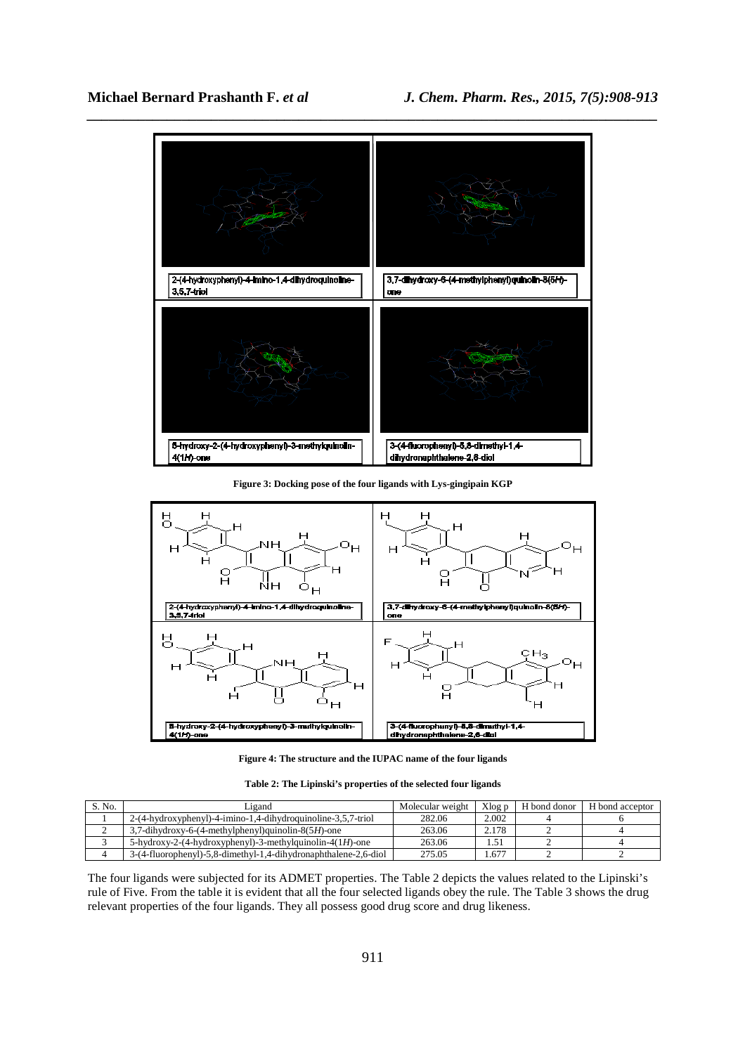**Figure 3: Docking pose of the four ligands with Lys-gingipain KGP**

**Figure 4: The structure and the IUPAC name of the four ligands**

**Table 2: The Lipinski's properties of the selected four ligands**

| S. No. | Ligand | Molecular weight | Xlog p | H bond donor | H bond acceptor |
|---|---|---|---|---|---|
| 1 | 2-(4-hydroxyphenyl)-4-imino-1,4-dihydroquinoline-3,5,7-triol | 282.06 | 2.002 | 4 | 6 |
| 2 | 3,7-dihydroxy-6-(4-methylphenyl)quinolin-8(5*H*)-one | 263.06 | 2.178 | 2 | 4 |
| 3 | 5-hydroxy-2-(4-hydroxyphenyl)-3-methylquinolin-4(1*H*)-one | 263.06 | 1.51 | 2 | 4 |
| 4 | 3-(4-fluorophenyl)-5,8-dimethyl-1,4-dihydronaphthalene-2,6-diol | 275.05 | 1.677 | 2 | 2 |

The four ligands were subjected for its ADMET properties. The Table 2 depicts the values related to the Lipinski's rule of Five. From the table it is evident that all the four selected ligands obey the rule. The Table 3 shows the drug relevant properties of the four ligands. They all possess good drug score and drug likeness.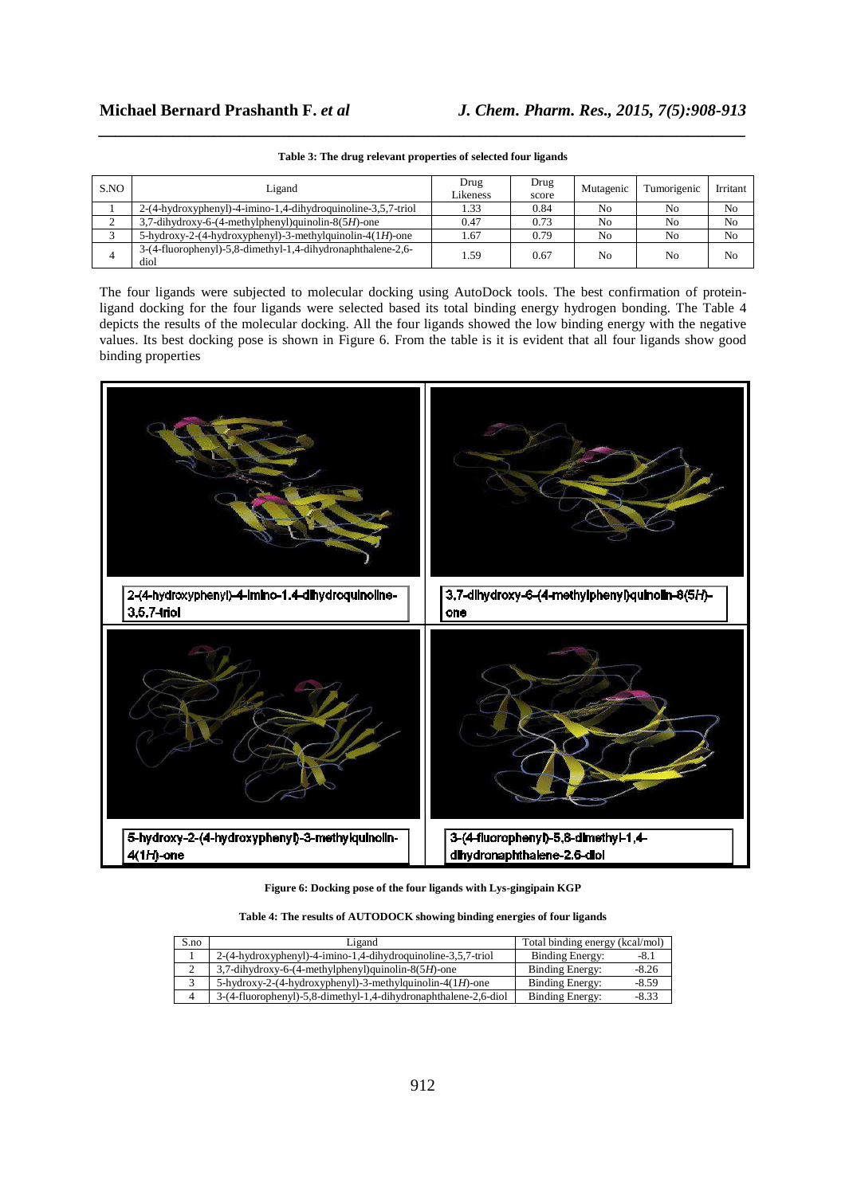**Table 3: The drug relevant properties of selected four ligands**

| S.NO | Ligand | Drug Likeness | Drug score | Mutagenic | Tumorigenic | Irritant |
|---|---|---|---|---|---|---|
| 1 | 2-(4-hydroxyphenyl)-4-imino-1,4-dihydroquinoline-3,5,7-triol | 1.33 | 0.84 | No | No | No |
| 2 | 3,7-dihydroxy-6-(4-methylphenyl)quinolin-8(5*H*)-one | 0.47 | 0.73 | No | No | No |
| 3 | 5-hydroxy-2-(4-hydroxyphenyl)-3-methylquinolin-4(1*H*)-one | 1.67 | 0.79 | No | No | No |
| 4 | 3-(4-fluorophenyl)-5,8-dimethyl-1,4-dihydronaphthalene-2,6-diol | 1.59 | 0.67 | No | No | No |

The four ligands were subjected to molecular docking using AutoDock tools. The best confirmation of protein-ligand docking for the four ligands were selected based its total binding energy hydrogen bonding. The Table 4 depicts the results of the molecular docking. All the four ligands showed the low binding energy with the negative values. Its best docking pose is shown in Figure 6. From the table is it is evident that all four ligands show good binding properties

2-(4-hydroxyphenyl)-4-imino-1,4-dihydroquinoline-3,5,7-triol

3,7-dihydroxy-6-(4-methylphenyl)quinolin-8(5*H*)-one

5-hydroxy-2-(4-hydroxyphenyl)-3-methylquinolin-4(1*H*)-one

3-(4-fluorophenyl)-5,8-dimethyl-1,4-dihydronaphthalene-2,6-diol

**Figure 6: Docking pose of the four ligands with Lys-gingipain KGP**

**Table 4: The results of AUTODOCK showing binding energies of four ligands**

| S.no | Ligand | Total binding energy (kcal/mol) |
|---|---|---|
| 1 | 2-(4-hydroxyphenyl)-4-imino-1,4-dihydroquinoline-3,5,7-triol | Binding Energy: -8.1 |
| 2 | 3,7-dihydroxy-6-(4-methylphenyl)quinolin-8(5*H*)-one | Binding Energy: -8.26 |
| 3 | 5-hydroxy-2-(4-hydroxyphenyl)-3-methylquinolin-4(1*H*)-one | Binding Energy: -8.59 |
| 4 | 3-(4-fluorophenyl)-5,8-dimethyl-1,4-dihydronaphthalene-2,6-diol | Binding Energy: -8.33 |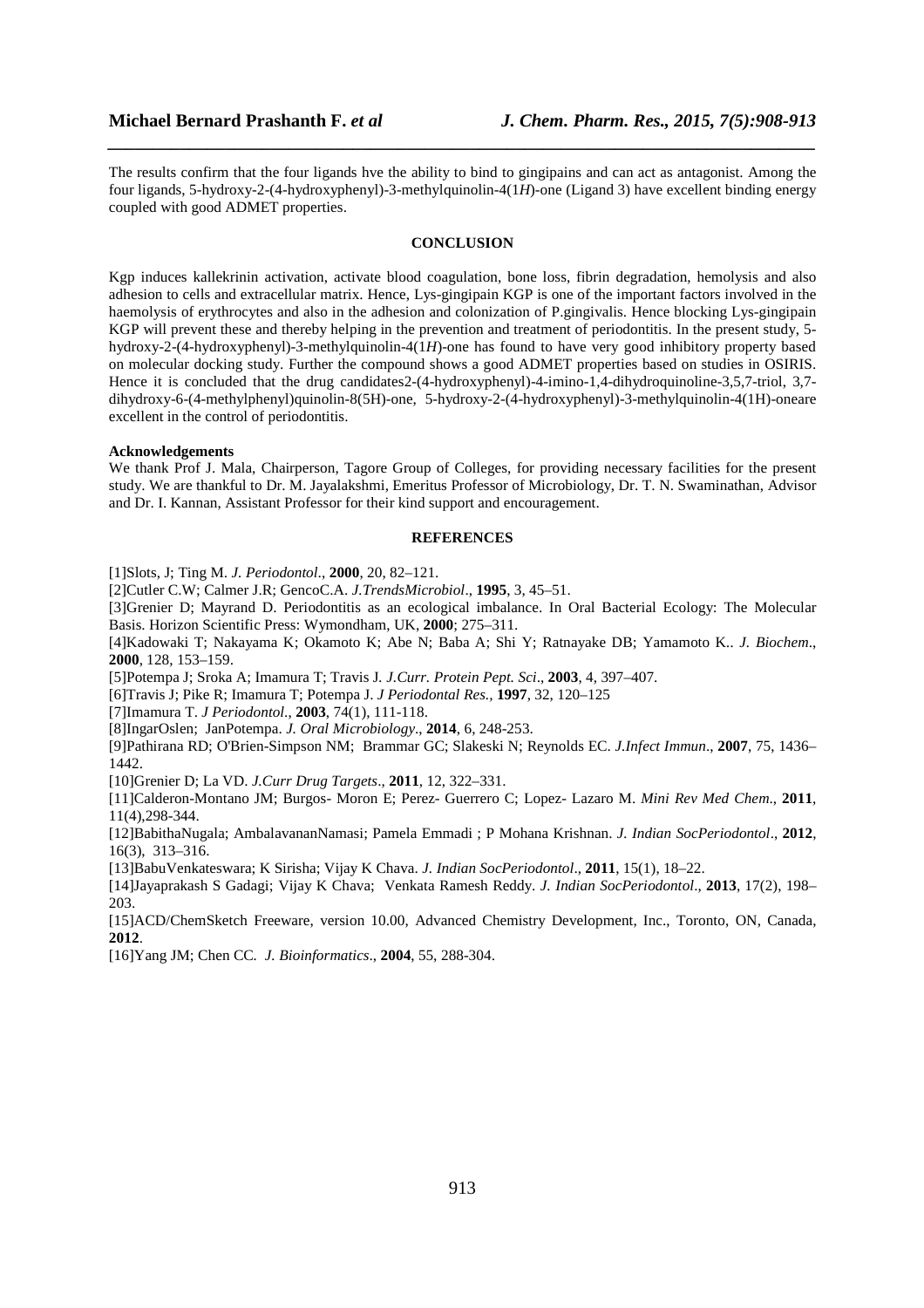The results confirm that the four ligands hve the ability to bind to gingipains and can act as antagonist. Among the four ligands, 5-hydroxy-2-(4-hydroxyphenyl)-3-methylquinolin-4(1*H*)-one (Ligand 3) have excellent binding energy coupled with good ADMET properties.

## CONCLUSION

Kgp induces kallekrinin activation, activate blood coagulation, bone loss, fibrin degradation, hemolysis and also adhesion to cells and extracellular matrix. Hence, Lys-gingipain KGP is one of the important factors involved in the haemolysis of erythrocytes and also in the adhesion and colonization of P.gingivalis. Hence blocking Lys-gingipain KGP will prevent these and thereby helping in the prevention and treatment of periodontitis. In the present study, 5-hydroxy-2-(4-hydroxyphenyl)-3-methylquinolin-4(1*H*)-one has found to have very good inhibitory property based on molecular docking study. Further the compound shows a good ADMET properties based on studies in OSIRIS. Hence it is concluded that the drug candidates2-(4-hydroxyphenyl)-4-imino-1,4-dihydroquinoline-3,5,7-triol, 3,7-dihydroxy-6-(4-methylphenyl)quinolin-8(5H)-one, 5-hydroxy-2-(4-hydroxyphenyl)-3-methylquinolin-4(1H)-oneare excellent in the control of periodontitis.

### Acknowledgements

We thank Prof J. Mala, Chairperson, Tagore Group of Colleges, for providing necessary facilities for the present study. We are thankful to Dr. M. Jayalakshmi, Emeritus Professor of Microbiology, Dr. T. N. Swaminathan, Advisor and Dr. I. Kannan, Assistant Professor for their kind support and encouragement.

## REFERENCES

[1]Slots, J; Ting M. *J. Periodontol*., **2000**, 20, 82–121.

[2]Cutler C.W; Calmer J.R; GencoC.A. *J.TrendsMicrobiol*., **1995**, 3, 45–51.

[3]Grenier D; Mayrand D. Periodontitis as an ecological imbalance. In Oral Bacterial Ecology: The Molecular Basis. Horizon Scientific Press: Wymondham, UK, **2000**; 275–311.

[4]Kadowaki T; Nakayama K; Okamoto K; Abe N; Baba A; Shi Y; Ratnayake DB; Yamamoto K.. *J. Biochem*., **2000**, 128, 153–159.

[5]Potempa J; Sroka A; Imamura T; Travis J. *J.Curr. Protein Pept. Sci*., **2003**, 4, 397–407.

[6]Travis J; Pike R; Imamura T; Potempa J. *J Periodontal Res.,* **1997**, 32, 120–125

[7]Imamura T. *J Periodontol.,* **2003**, 74(1), 111-118.

[8]IngarOslen; JanPotempa. *J. Oral Microbiology*., **2014**, 6, 248-253.

[9]Pathirana RD; O'Brien-Simpson NM; Brammar GC; Slakeski N; Reynolds EC. *J.Infect Immun*., **2007**, 75, 1436–1442.

[10]Grenier D; La VD. *J.Curr Drug Targets*., **2011**, 12, 322–331.

[11]Calderon-Montano JM; Burgos- Moron E; Perez- Guerrero C; Lopez- Lazaro M. *Mini Rev Med Chem*., **2011**, 11(4),298-344.

[12]BabithaNugala; AmbalavananNamasi; Pamela Emmadi ; P Mohana Krishnan. *J. Indian SocPeriodontol*., **2012**, 16(3), 313–316.

[13]BabuVenkateswara; K Sirisha; Vijay K Chava. *J. Indian SocPeriodontol*., **2011**, 15(1), 18–22.

[14]Jayaprakash S Gadagi; Vijay K Chava; Venkata Ramesh Reddy. *J. Indian SocPeriodontol*., **2013**, 17(2), 198–203.

[15]ACD/ChemSketch Freeware, version 10.00, Advanced Chemistry Development, Inc., Toronto, ON, Canada, **2012**.

[16]Yang JM; Chen CC. *J. Bioinformatics*., **2004**, 55, 288-304.